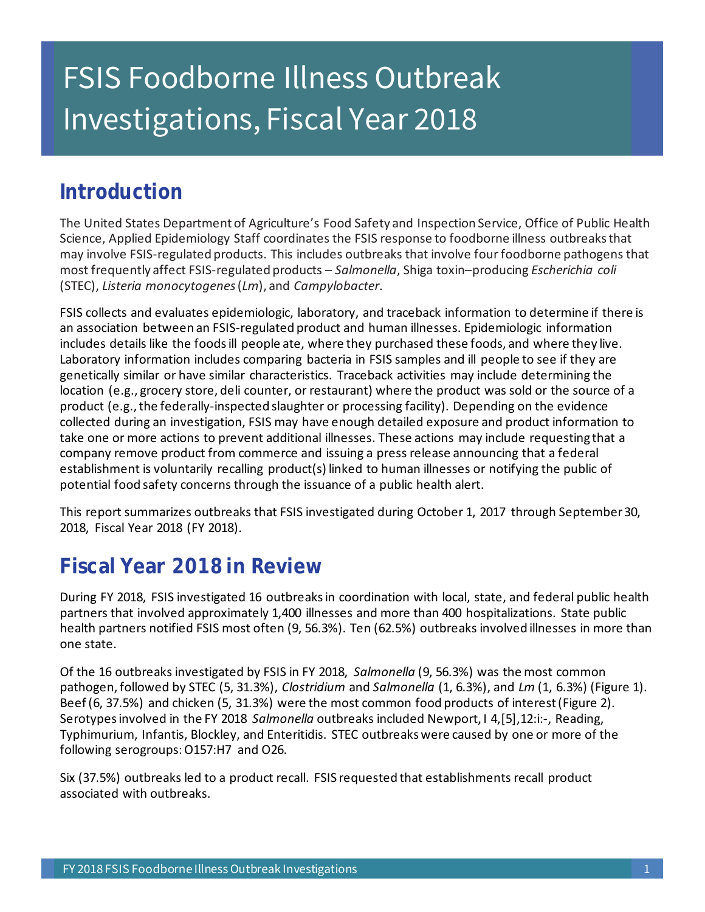# FSIS Foodborne Illness Outbreak Investigations, Fiscal Year 2018

## Introduction

The United States Department of Agriculture's Food Safety and Inspection Service, Office of Public Health Science, Applied Epidemiology Staff coordinates the FSIS response to foodborne illness outbreaks that may involve FSIS-regulated products. This includes outbreaks that involve four foodborne pathogens that most frequently affect FSIS-regulated products – *Salmonella*, Shiga toxin–producing *Escherichia coli* (STEC), *Listeria monocytogenes* (*Lm*), and *Campylobacter*.

FSIS collects and evaluates epidemiologic, laboratory, and traceback information to determine if there is an association between an FSIS-regulated product and human illnesses. Epidemiologic information includes details like the foods ill people ate, where they purchased these foods, and where they live. Laboratory information includes comparing bacteria in FSIS samples and ill people to see if they are genetically similar or have similar characteristics. Traceback activities may include determining the location (e.g., grocery store, deli counter, or restaurant) where the product was sold or the source of a product (e.g., the federally-inspected slaughter or processing facility). Depending on the evidence collected during an investigation, FSIS may have enough detailed exposure and product information to take one or more actions to prevent additional illnesses. These actions may include requesting that a company remove product from commerce and issuing a press release announcing that a federal establishment is voluntarily recalling product(s) linked to human illnesses or notifying the public of potential food safety concerns through the issuance of a public health alert.

This report summarizes outbreaks that FSIS investigated during October 1, 2017 through September 30, 2018, Fiscal Year 2018 (FY 2018).

## Fiscal Year 2018 in Review

During FY 2018, FSIS investigated 16 outbreaks in coordination with local, state, and federal public health partners that involved approximately 1,400 illnesses and more than 400 hospitalizations. State public health partners notified FSIS most often (9, 56.3%). Ten (62.5%) outbreaks involved illnesses in more than one state.

Of the 16 outbreaks investigated by FSIS in FY 2018, *Salmonella* (9, 56.3%) was the most common pathogen, followed by STEC (5, 31.3%), *Clostridium* and *Salmonella* (1, 6.3%), and *Lm* (1, 6.3%) (Figure 1). Beef (6, 37.5%) and chicken (5, 31.3%) were the most common food products of interest (Figure 2). Serotypes involved in the FY 2018 *Salmonella* outbreaks included Newport, I 4,[5],12:i:-, Reading, Typhimurium, Infantis, Blockley, and Enteritidis. STEC outbreaks were caused by one or more of the following serogroups: O157:H7 and O26.

Six (37.5%) outbreaks led to a product recall. FSIS requested that establishments recall product associated with outbreaks.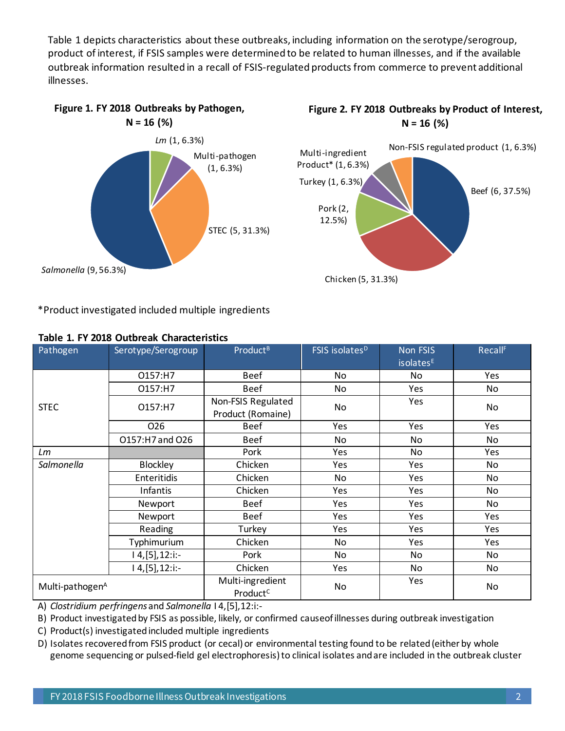Table 1 depicts characteristics about these outbreaks, including information on the serotype/serogroup, product of interest, if FSIS samples were determined to be related to human illnesses, and if the available outbreak information resulted in a recall of FSIS-regulated products from commerce to prevent additional illnesses.

**Figure 1. FY 2018 Outbreaks by Pathogen, N = 16 (%)**

*Lm* (1, 6.3%)
Multi-pathogen (1, 6.3%)
STEC (5, 31.3%)
*Salmonella* (9, 56.3%)

**Figure 2. FY 2018 Outbreaks by Product of Interest, N = 16 (%)**

Non-FSIS regulated product (1, 6.3%)
Multi-ingredient Product* (1, 6.3%)
Turkey (1, 6.3%)
Pork (2, 12.5%)
Beef (6, 37.5%)
Chicken (5, 31.3%)

*Product investigated included multiple ingredients

**Table 1. FY 2018 Outbreak Characteristics**

| Pathogen | Serotype/Serogroup | Product[B] | FSIS isolates[D] | Non FSIS isolates[E] | Recall[F] |
|---|---|---|---|---|---|
| STEC | O157:H7 | Beef | No | No | Yes |
| | O157:H7 | Beef | No | Yes | No |
| | O157:H7 | Non-FSIS Regulated Product (Romaine) | No | Yes | No |
| | O26 | Beef | Yes | Yes | Yes |
| | O157:H7 and O26 | Beef | No | No | No |
| *Lm* | | Pork | Yes | No | Yes |
| *Salmonella* | Blockley | Chicken | Yes | Yes | No |
| | Enteritidis | Chicken | No | Yes | No |
| | Infantis | Chicken | Yes | Yes | No |
| | Newport | Beef | Yes | Yes | No |
| | Newport | Beef | Yes | Yes | Yes |
| | Reading | Turkey | Yes | Yes | Yes |
| | Typhimurium | Chicken | No | Yes | Yes |
| | I 4,[5],12:i:- | Pork | No | No | No |
| | I 4,[5],12:i:- | Chicken | Yes | No | No |
| Multi-pathogen[A] | | Multi-ingredient Product[C] | No | Yes | No |

A) *Clostridium perfringens* and *Salmonella* I 4,[5],12:i:-
B) Product investigated by FSIS as possible, likely, or confirmed cause of illnesses during outbreak investigation
C) Product(s) investigated included multiple ingredients
D) Isolates recovered from FSIS product (or cecal) or environmental testing found to be related (either by whole genome sequencing or pulsed-field gel electrophoresis) to clinical isolates and are included in the outbreak cluster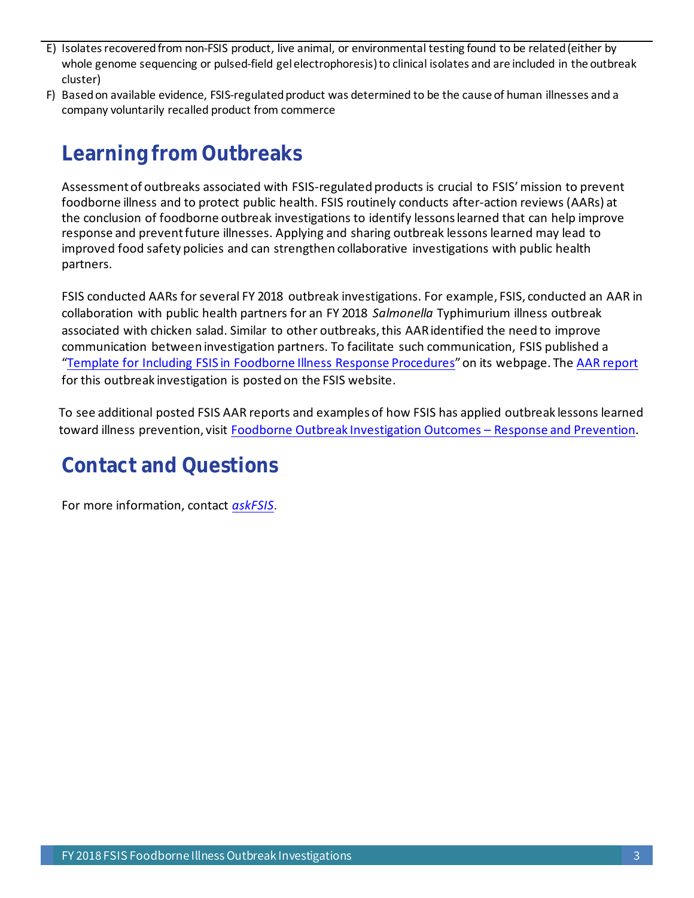E) Isolates recovered from non-FSIS product, live animal, or environmental testing found to be related (either by whole genome sequencing or pulsed-field gel electrophoresis) to clinical isolates and are included in the outbreak cluster)

F) Based on available evidence, FSIS-regulated product was determined to be the cause of human illnesses and a company voluntarily recalled product from commerce

## Learning from Outbreaks

Assessment of outbreaks associated with FSIS-regulated products is crucial to FSIS' mission to prevent foodborne illness and to protect public health. FSIS routinely conducts after-action reviews (AARs) at the conclusion of foodborne outbreak investigations to identify lessons learned that can help improve response and prevent future illnesses. Applying and sharing outbreak lessons learned may lead to improved food safety policies and can strengthen collaborative investigations with public health partners.

FSIS conducted AARs for several FY 2018 outbreak investigations. For example, FSIS, conducted an AAR in collaboration with public health partners for an FY 2018 *Salmonella* Typhimurium illness outbreak associated with chicken salad. Similar to other outbreaks, this AAR identified the need to improve communication between investigation partners. To facilitate such communication, FSIS published a "Template for Including FSIS in Foodborne Illness Response Procedures" on its webpage. The AAR report for this outbreak investigation is posted on the FSIS website.

To see additional posted FSIS AAR reports and examples of how FSIS has applied outbreak lessons learned toward illness prevention, visit Foodborne Outbreak Investigation Outcomes – Response and Prevention.

## Contact and Questions

For more information, contact *askFSIS*.